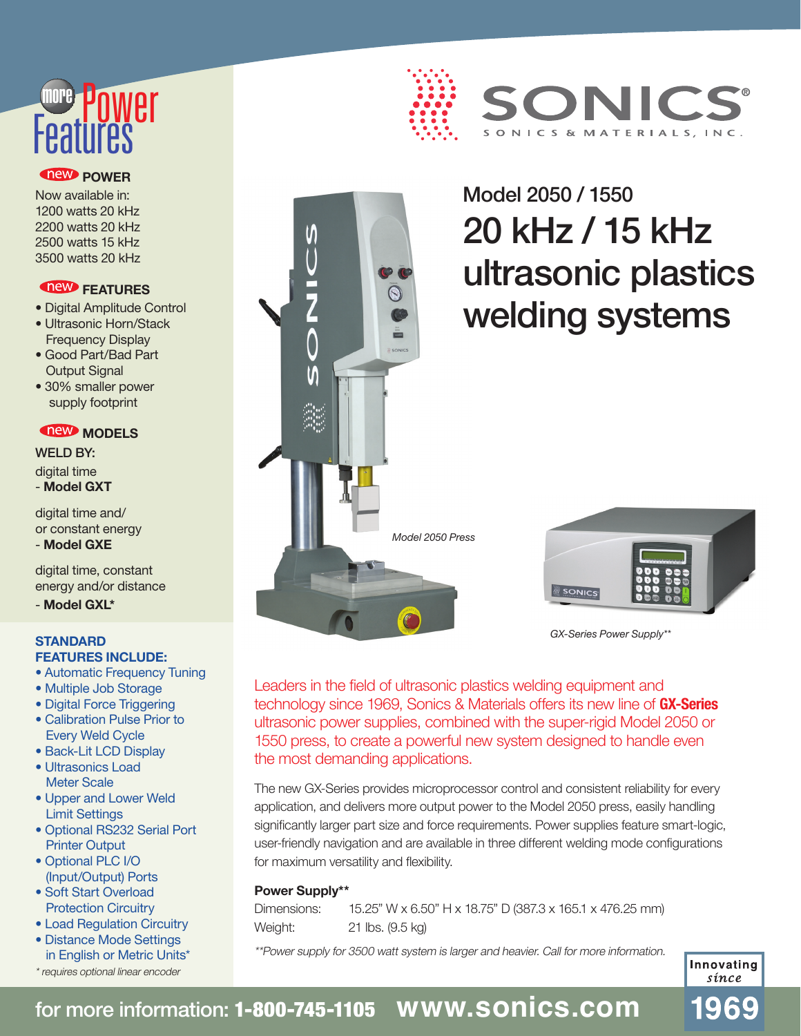# SONICS

SONICS & MATERIALS, INC.

## Model 2050 / 1550

# 20 kHz / 15 kHz ultrasonic plastics welding systems

*Model 2050 Press*

*GX-Series Power Supply***

## more Power Features

### new POWER

Now available in:
1200 watts 20 kHz
2200 watts 20 kHz
2500 watts 15 kHz
3500 watts 20 kHz

### new FEATURES

- Digital Amplitude Control
- Ultrasonic Horn/Stack Frequency Display
- Good Part/Bad Part Output Signal
- 30% smaller power supply footprint

### new MODELS

WELD BY:

digital time
- **Model GXT**

digital time and/ or constant energy
- **Model GXE**

digital time, constant energy and/or distance
- **Model GXL***

### STANDARD FEATURES INCLUDE:

- Automatic Frequency Tuning
- Multiple Job Storage
- Digital Force Triggering
- Calibration Pulse Prior to Every Weld Cycle
- Back-Lit LCD Display
- Ultrasonics Load Meter Scale
- Upper and Lower Weld Limit Settings
- Optional RS232 Serial Port Printer Output
- Optional PLC I/O (Input/Output) Ports
- Soft Start Overload Protection Circuitry
- Load Regulation Circuitry
- Distance Mode Settings in English or Metric Units*

*\* requires optional linear encoder*

Leaders in the field of ultrasonic plastics welding equipment and technology since 1969, Sonics & Materials offers its new line of **GX-Series** ultrasonic power supplies, combined with the super-rigid Model 2050 or 1550 press, to create a powerful new system designed to handle even the most demanding applications.

The new GX-Series provides microprocessor control and consistent reliability for every application, and delivers more output power to the Model 2050 press, easily handling significantly larger part size and force requirements. Power supplies feature smart-logic, user-friendly navigation and are available in three different welding mode configurations for maximum versatility and flexibility.

**Power Supply****

| | |
|---|---|
| Dimensions: | 15.25” W x 6.50” H x 18.75” D (387.3 x 165.1 x 476.25 mm) |
| Weight: | 21 lbs. (9.5 kg) |

*\*\*Power supply for 3500 watt system is larger and heavier. Call for more information.*

Innovating since 1969

for more information: **1-800-745-1105** **www.sonics.com**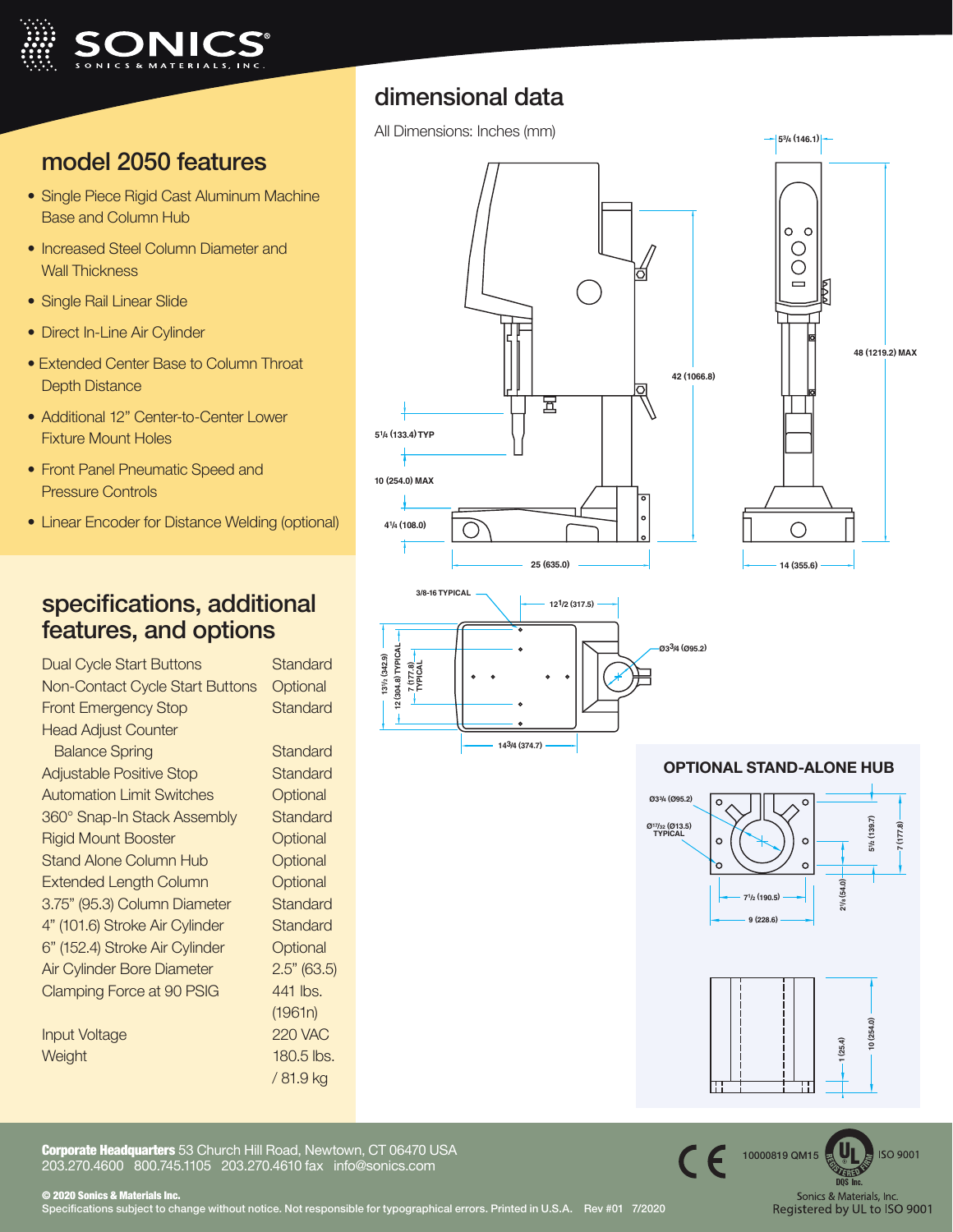# model 2050 features

- Single Piece Rigid Cast Aluminum Machine Base and Column Hub
- Increased Steel Column Diameter and Wall Thickness
- Single Rail Linear Slide
- Direct In-Line Air Cylinder
- Extended Center Base to Column Throat Depth Distance
- Additional 12” Center-to-Center Lower Fixture Mount Holes
- Front Panel Pneumatic Speed and Pressure Controls
- Linear Encoder for Distance Welding (optional)

## specifications, additional features, and options

| | |
|---|---|
| Dual Cycle Start Buttons | Standard |
| Non-Contact Cycle Start Buttons | Optional |
| Front Emergency Stop | Standard |
| Head Adjust Counter Balance Spring | Standard |
| Adjustable Positive Stop | Standard |
| Automation Limit Switches | Optional |
| 360° Snap-In Stack Assembly | Standard |
| Rigid Mount Booster | Optional |
| Stand Alone Column Hub | Optional |
| Extended Length Column | Optional |
| 3.75” (95.3) Column Diameter | Standard |
| 4” (101.6) Stroke Air Cylinder | Standard |
| 6” (152.4) Stroke Air Cylinder | Optional |
| Air Cylinder Bore Diameter | 2.5” (63.5) |
| Clamping Force at 90 PSIG | 441 lbs. (1961n) |
| Input Voltage | 220 VAC |
| Weight | 180.5 lbs. / 81.9 kg |

## dimensional data

All Dimensions: Inches (mm)

5¾ (146.1)
48 (1219.2) MAX
42 (1066.8)
5¼ (133.4) TYP
10 (254.0) MAX
4¼ (108.0)
25 (635.0)
14 (355.6)

3/8-16 TYPICAL
12½ (317.5)
Ø3¾ (Ø95.2)
13½ (342.9)
12 (304.8) TYPICAL
7 (177.8) TYPICAL
14¾ (374.7)

### OPTIONAL STAND-ALONE HUB

Ø3¾ (Ø95.2)
Ø17/32 (Ø13.5) TYPICAL
5½ (139.7)
7 (177.8)
2⅛ (54.0)
7½ (190.5)
9 (228.6)
1 (25.4)
10 (254.0)

**Corporate Headquarters** 53 Church Hill Road, Newtown, CT 06470 USA
203.270.4600 800.745.1105 203.270.4610 fax info@sonics.com

**© 2020 Sonics & Materials Inc.**
Specifications subject to change without notice. Not responsible for typographical errors. Printed in U.S.A. Rev #01 7/2020

10000819 QM15 ISO 9001
Sonics & Materials, Inc.
Registered by UL to ISO 9001